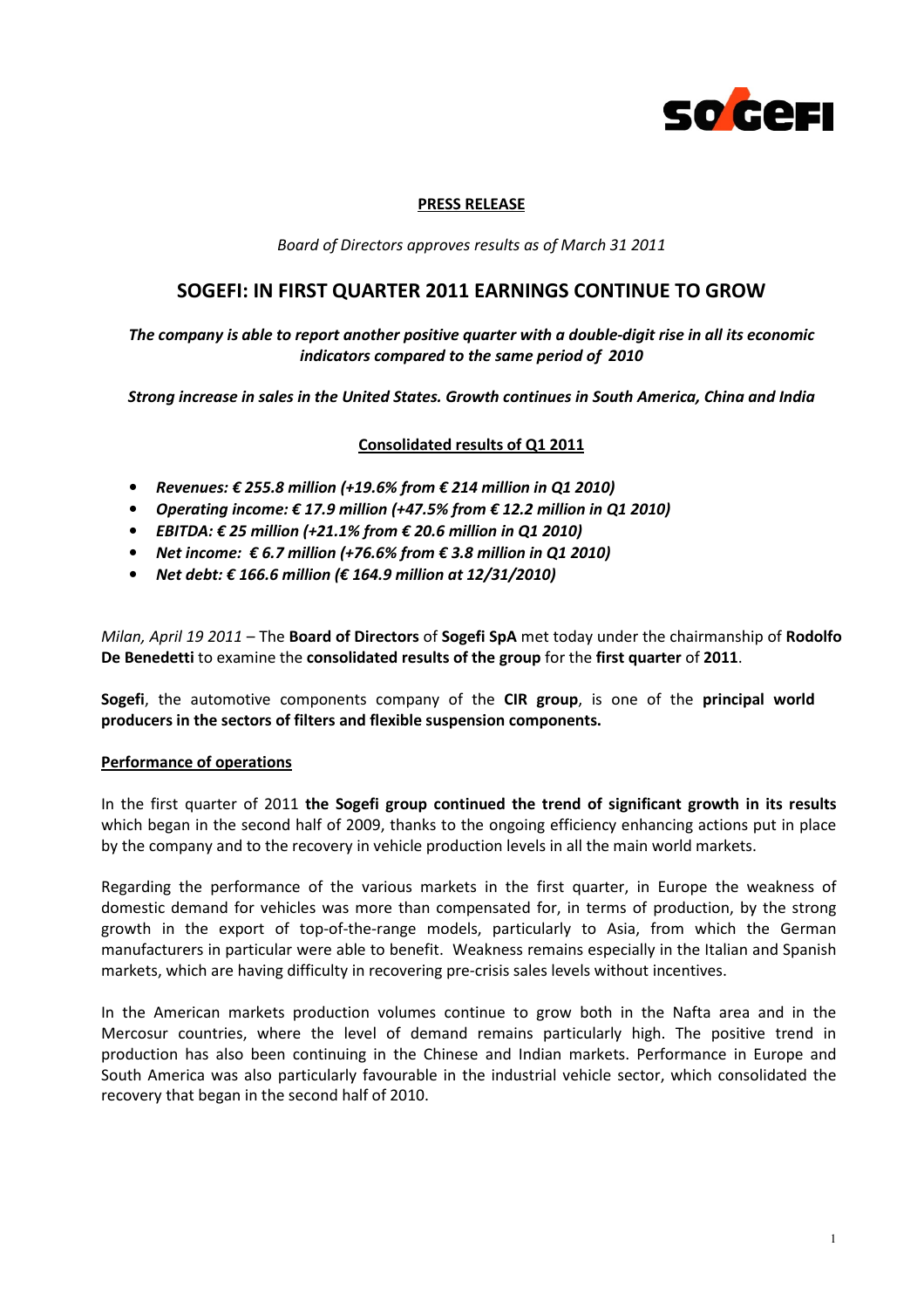**PRESS RELEASE**

*Board of Directors approves results as of March 31 2011*

# SOGEFI: IN FIRST QUARTER 2011 EARNINGS CONTINUE TO GROW

***The company is able to report another positive quarter with a double-digit rise in all its economic indicators compared to the same period of 2010***

***Strong increase in sales in the United States. Growth continues in South America, China and India***

**Consolidated results of Q1 2011**

- ***Revenues: € 255.8 million (+19.6% from € 214 million in Q1 2010)***
- ***Operating income: € 17.9 million (+47.5% from € 12.2 million in Q1 2010)***
- ***EBITDA: € 25 million (+21.1% from € 20.6 million in Q1 2010)***
- ***Net income: € 6.7 million (+76.6% from € 3.8 million in Q1 2010)***
- ***Net debt: € 166.6 million (€ 164.9 million at 12/31/2010)***

*Milan, April 19 2011* – The **Board of Directors** of **Sogefi SpA** met today under the chairmanship of **Rodolfo De Benedetti** to examine the **consolidated results of the group** for the **first quarter** of **2011**.

**Sogefi**, the automotive components company of the **CIR group**, is one of the **principal world producers in the sectors of filters and flexible suspension components.**

**Performance of operations**

In the first quarter of 2011 **the Sogefi group continued the trend of significant growth in its results** which began in the second half of 2009, thanks to the ongoing efficiency enhancing actions put in place by the company and to the recovery in vehicle production levels in all the main world markets.

Regarding the performance of the various markets in the first quarter, in Europe the weakness of domestic demand for vehicles was more than compensated for, in terms of production, by the strong growth in the export of top-of-the-range models, particularly to Asia, from which the German manufacturers in particular were able to benefit. Weakness remains especially in the Italian and Spanish markets, which are having difficulty in recovering pre-crisis sales levels without incentives.

In the American markets production volumes continue to grow both in the Nafta area and in the Mercosur countries, where the level of demand remains particularly high. The positive trend in production has also been continuing in the Chinese and Indian markets. Performance in Europe and South America was also particularly favourable in the industrial vehicle sector, which consolidated the recovery that began in the second half of 2010.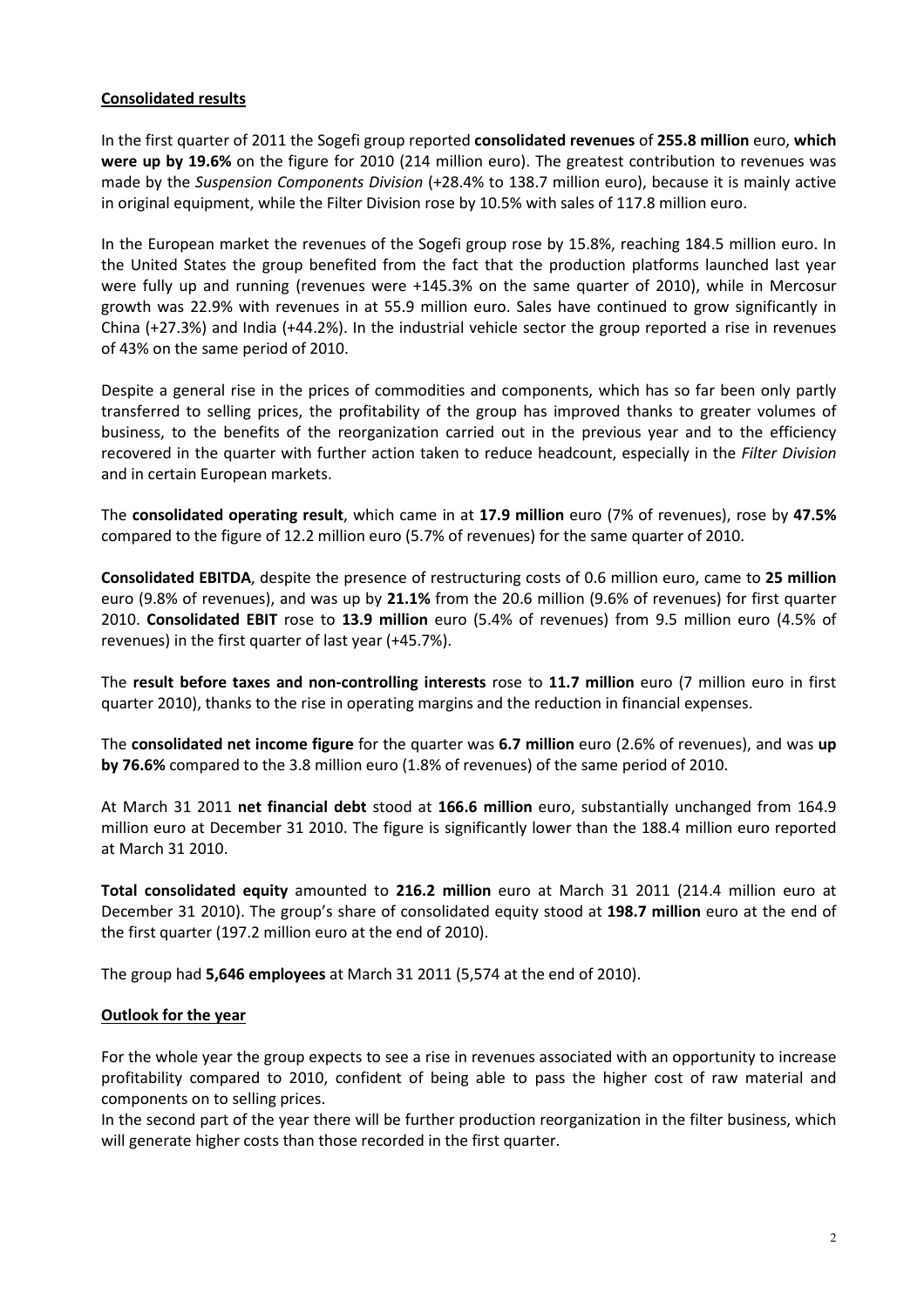**Consolidated results**

In the first quarter of 2011 the Sogefi group reported **consolidated revenues** of **255.8 million** euro, **which were up by 19.6%** on the figure for 2010 (214 million euro). The greatest contribution to revenues was made by the *Suspension Components Division* (+28.4% to 138.7 million euro), because it is mainly active in original equipment, while the Filter Division rose by 10.5% with sales of 117.8 million euro.

In the European market the revenues of the Sogefi group rose by 15.8%, reaching 184.5 million euro. In the United States the group benefited from the fact that the production platforms launched last year were fully up and running (revenues were +145.3% on the same quarter of 2010), while in Mercosur growth was 22.9% with revenues in at 55.9 million euro. Sales have continued to grow significantly in China (+27.3%) and India (+44.2%). In the industrial vehicle sector the group reported a rise in revenues of 43% on the same period of 2010.

Despite a general rise in the prices of commodities and components, which has so far been only partly transferred to selling prices, the profitability of the group has improved thanks to greater volumes of business, to the benefits of the reorganization carried out in the previous year and to the efficiency recovered in the quarter with further action taken to reduce headcount, especially in the *Filter Division* and in certain European markets.

The **consolidated operating result**, which came in at **17.9 million** euro (7% of revenues), rose by **47.5%** compared to the figure of 12.2 million euro (5.7% of revenues) for the same quarter of 2010.

**Consolidated EBITDA**, despite the presence of restructuring costs of 0.6 million euro, came to **25 million** euro (9.8% of revenues), and was up by **21.1%** from the 20.6 million (9.6% of revenues) for first quarter 2010. **Consolidated EBIT** rose to **13.9 million** euro (5.4% of revenues) from 9.5 million euro (4.5% of revenues) in the first quarter of last year (+45.7%).

The **result before taxes and non-controlling interests** rose to **11.7 million** euro (7 million euro in first quarter 2010), thanks to the rise in operating margins and the reduction in financial expenses.

The **consolidated net income figure** for the quarter was **6.7 million** euro (2.6% of revenues), and was **up by 76.6%** compared to the 3.8 million euro (1.8% of revenues) of the same period of 2010.

At March 31 2011 **net financial debt** stood at **166.6 million** euro, substantially unchanged from 164.9 million euro at December 31 2010. The figure is significantly lower than the 188.4 million euro reported at March 31 2010.

**Total consolidated equity** amounted to **216.2 million** euro at March 31 2011 (214.4 million euro at December 31 2010). The group's share of consolidated equity stood at **198.7 million** euro at the end of the first quarter (197.2 million euro at the end of 2010).

The group had **5,646 employees** at March 31 2011 (5,574 at the end of 2010).

**Outlook for the year**

For the whole year the group expects to see a rise in revenues associated with an opportunity to increase profitability compared to 2010, confident of being able to pass the higher cost of raw material and components on to selling prices.
In the second part of the year there will be further production reorganization in the filter business, which will generate higher costs than those recorded in the first quarter.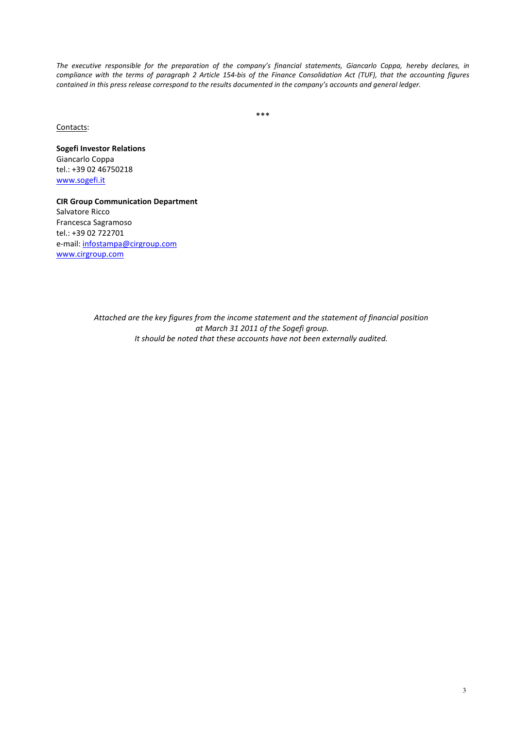*The executive responsible for the preparation of the company's financial statements, Giancarlo Coppa, hereby declares, in compliance with the terms of paragraph 2 Article 154-bis of the Finance Consolidation Act (TUF), that the accounting figures contained in this press release correspond to the results documented in the company's accounts and general ledger.*

***

Contacts:

**Sogefi Investor Relations**
Giancarlo Coppa
tel.: +39 02 46750218
www.sogefi.it

**CIR Group Communication Department**
Salvatore Ricco
Francesca Sagramoso
tel.: +39 02 722701
e-mail: infostampa@cirgroup.com
www.cirgroup.com

*Attached are the key figures from the income statement and the statement of financial position at March 31 2011 of the Sogefi group.*
*It should be noted that these accounts have not been externally audited.*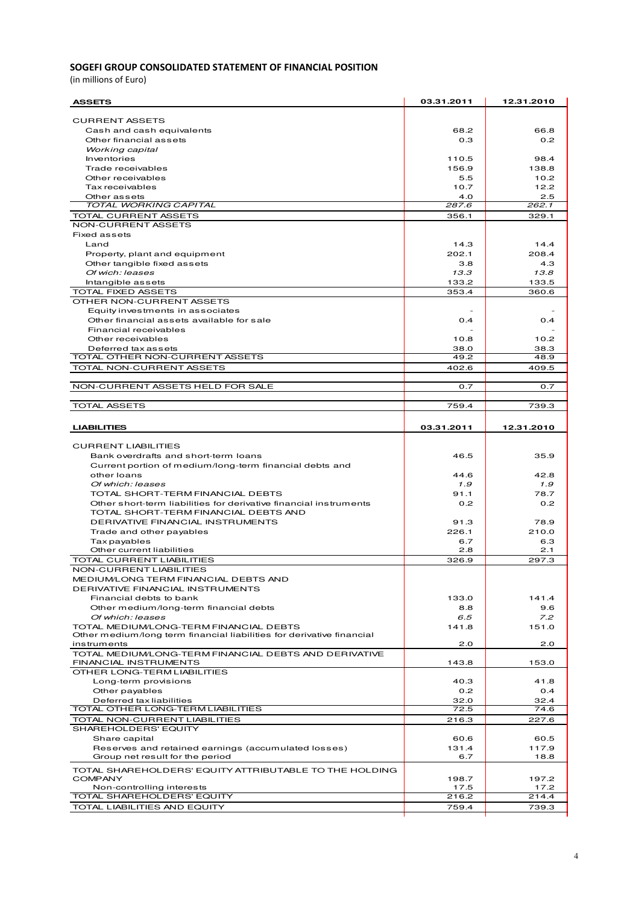**SOGEFI GROUP CONSOLIDATED STATEMENT OF FINANCIAL POSITION**

(in millions of Euro)

| **ASSETS** | **03.31.2011** | **12.31.2010** |
|---|---|---|
| CURRENT ASSETS | | |
| Cash and cash equivalents | 68.2 | 66.8 |
| Other financial assets | 0.3 | 0.2 |
| *Working capital* | | |
| Inventories | 110.5 | 98.4 |
| Trade receivables | 156.9 | 138.8 |
| Other receivables | 5.5 | 10.2 |
| Tax receivables | 10.7 | 12.2 |
| Other assets | 4.0 | 2.5 |
| *TOTAL WORKING CAPITAL* | *287.6* | *262.1* |
| TOTAL CURRENT ASSETS | 356.1 | 329.1 |
| NON-CURRENT ASSETS | | |
| Fixed assets | | |
| Land | 14.3 | 14.4 |
| Property, plant and equipment | 202.1 | 208.4 |
| Other tangible fixed assets | 3.8 | 4.3 |
| *Of wich: leases* | *13.3* | *13.8* |
| Intangible assets | 133.2 | 133.5 |
| TOTAL FIXED ASSETS | 353.4 | 360.6 |
| OTHER NON-CURRENT ASSETS | | |
| Equity investments in associates | - | - |
| Other financial assets available for sale | 0.4 | 0.4 |
| Financial receivables | - | - |
| Other receivables | 10.8 | 10.2 |
| Deferred tax assets | 38.0 | 38.3 |
| TOTAL OTHER NON-CURRENT ASSETS | 49.2 | 48.9 |
| TOTAL NON-CURRENT ASSETS | 402.6 | 409.5 |
| NON-CURRENT ASSETS HELD FOR SALE | 0.7 | 0.7 |
| TOTAL ASSETS | 759.4 | 739.3 |

| **LIABILITIES** | **03.31.2011** | **12.31.2010** |
|---|---|---|
| CURRENT LIABILITIES | | |
| Bank overdrafts and short-term loans | 46.5 | 35.9 |
| Current portion of medium/long-term financial debts and other loans | 44.6 | 42.8 |
| *Of which: leases* | *1.9* | *1.9* |
| TOTAL SHORT-TERM FINANCIAL DEBTS | 91.1 | 78.7 |
| Other short-term liabilities for derivative financial instruments | 0.2 | 0.2 |
| TOTAL SHORT-TERM FINANCIAL DEBTS AND DERIVATIVE FINANCIAL INSTRUMENTS | 91.3 | 78.9 |
| Trade and other payables | 226.1 | 210.0 |
| Tax payables | 6.7 | 6.3 |
| Other current liabilities | 2.8 | 2.1 |
| TOTAL CURRENT LIABILITIES | 326.9 | 297.3 |
| NON-CURRENT LIABILITIES | | |
| MEDIUM/LONG TERM FINANCIAL DEBTS AND DERIVATIVE FINANCIAL INSTRUMENTS | | |
| Financial debts to bank | 133.0 | 141.4 |
| Other medium/long-term financial debts | 8.8 | 9.6 |
| *Of which: leases* | *6.5* | *7.2* |
| TOTAL MEDIUM/LONG-TERM FINANCIAL DEBTS | 141.8 | 151.0 |
| Other medium/long term financial liabilities for derivative financial instruments | 2.0 | 2.0 |
| TOTAL MEDIUM/LONG-TERM FINANCIAL DEBTS AND DERIVATIVE FINANCIAL INSTRUMENTS | 143.8 | 153.0 |
| OTHER LONG-TERM LIABILITIES | | |
| Long-term provisions | 40.3 | 41.8 |
| Other payables | 0.2 | 0.4 |
| Deferred tax liabilities | 32.0 | 32.4 |
| TOTAL OTHER LONG-TERM LIABILITIES | 72.5 | 74.6 |
| TOTAL NON-CURRENT LIABILITIES | 216.3 | 227.6 |
| SHAREHOLDERS' EQUITY | | |
| Share capital | 60.6 | 60.5 |
| Reserves and retained earnings (accumulated losses) | 131.4 | 117.9 |
| Group net result for the period | 6.7 | 18.8 |
| TOTAL SHAREHOLDERS' EQUITY ATTRIBUTABLE TO THE HOLDING COMPANY | 198.7 | 197.2 |
| Non-controlling interests | 17.5 | 17.2 |
| TOTAL SHAREHOLDERS' EQUITY | 216.2 | 214.4 |
| TOTAL LIABILITIES AND EQUITY | 759.4 | 739.3 |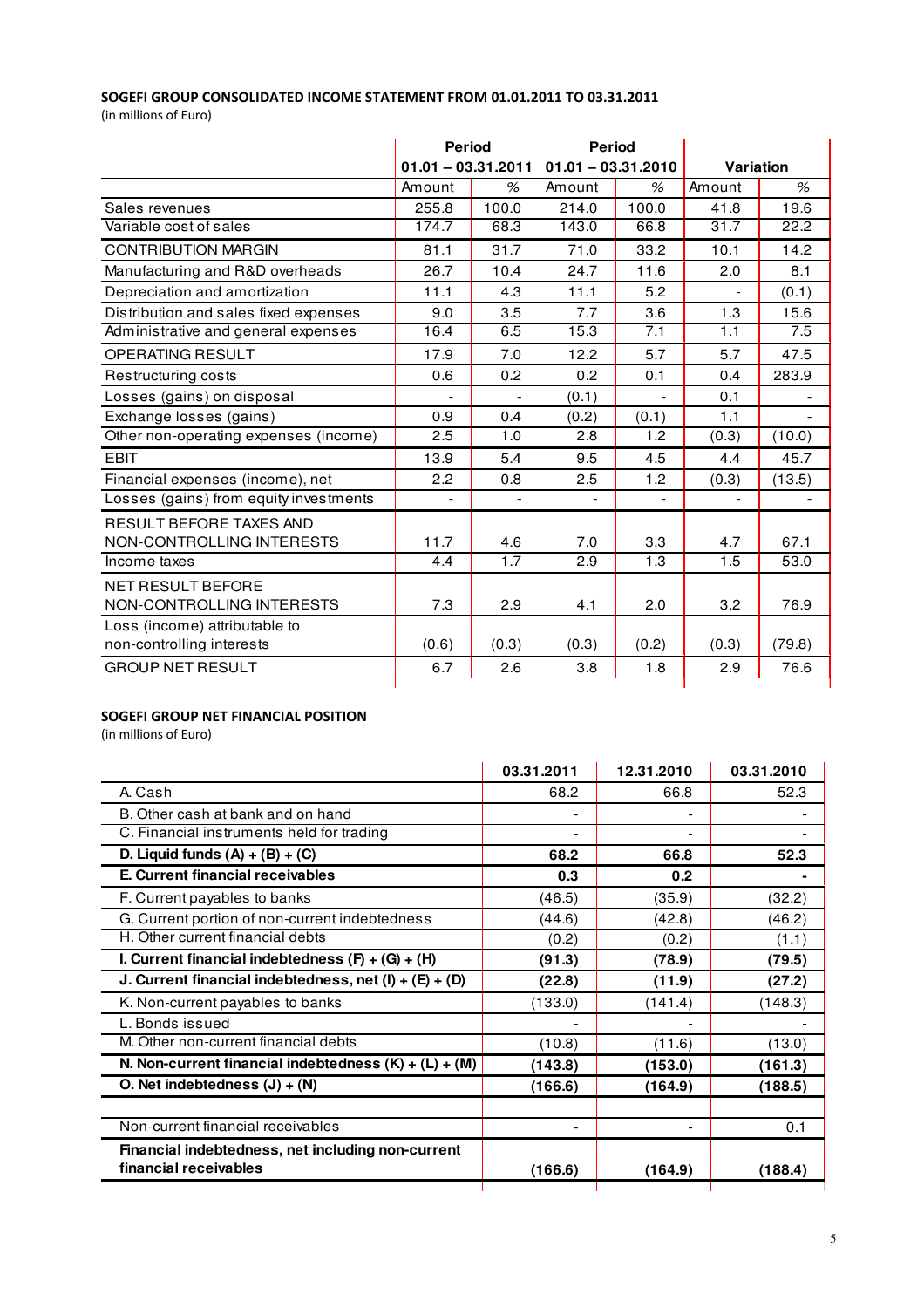**SOGEFI GROUP CONSOLIDATED INCOME STATEMENT FROM 01.01.2011 TO 03.31.2011**

(in millions of Euro)

| | Period 01.01 – 03.31.2011 | | Period 01.01 – 03.31.2010 | | Variation | |
|---|---|---|---|---|---|---|
| | Amount | % | Amount | % | Amount | % |
| Sales revenues | 255.8 | 100.0 | 214.0 | 100.0 | 41.8 | 19.6 |
| Variable cost of sales | 174.7 | 68.3 | 143.0 | 66.8 | 31.7 | 22.2 |
| CONTRIBUTION MARGIN | 81.1 | 31.7 | 71.0 | 33.2 | 10.1 | 14.2 |
| Manufacturing and R&D overheads | 26.7 | 10.4 | 24.7 | 11.6 | 2.0 | 8.1 |
| Depreciation and amortization | 11.1 | 4.3 | 11.1 | 5.2 | - | (0.1) |
| Distribution and sales fixed expenses | 9.0 | 3.5 | 7.7 | 3.6 | 1.3 | 15.6 |
| Administrative and general expenses | 16.4 | 6.5 | 15.3 | 7.1 | 1.1 | 7.5 |
| OPERATING RESULT | 17.9 | 7.0 | 12.2 | 5.7 | 5.7 | 47.5 |
| Restructuring costs | 0.6 | 0.2 | 0.2 | 0.1 | 0.4 | 283.9 |
| Losses (gains) on disposal | - | - | (0.1) | - | 0.1 | - |
| Exchange losses (gains) | 0.9 | 0.4 | (0.2) | (0.1) | 1.1 | - |
| Other non-operating expenses (income) | 2.5 | 1.0 | 2.8 | 1.2 | (0.3) | (10.0) |
| EBIT | 13.9 | 5.4 | 9.5 | 4.5 | 4.4 | 45.7 |
| Financial expenses (income), net | 2.2 | 0.8 | 2.5 | 1.2 | (0.3) | (13.5) |
| Losses (gains) from equity investments | - | - | - | - | - | - |
| RESULT BEFORE TAXES AND NON-CONTROLLING INTERESTS | 11.7 | 4.6 | 7.0 | 3.3 | 4.7 | 67.1 |
| Income taxes | 4.4 | 1.7 | 2.9 | 1.3 | 1.5 | 53.0 |
| NET RESULT BEFORE NON-CONTROLLING INTERESTS | 7.3 | 2.9 | 4.1 | 2.0 | 3.2 | 76.9 |
| Loss (income) attributable to non-controlling interests | (0.6) | (0.3) | (0.3) | (0.2) | (0.3) | (79.8) |
| GROUP NET RESULT | 6.7 | 2.6 | 3.8 | 1.8 | 2.9 | 76.6 |

**SOGEFI GROUP NET FINANCIAL POSITION**

(in millions of Euro)

| | 03.31.2011 | 12.31.2010 | 03.31.2010 |
|---|---|---|---|
| A. Cash | 68.2 | 66.8 | 52.3 |
| B. Other cash at bank and on hand | - | - | - |
| C. Financial instruments held for trading | - | - | - |
| **D. Liquid funds (A) + (B) + (C)** | **68.2** | **66.8** | **52.3** |
| **E. Current financial receivables** | **0.3** | **0.2** | **-** |
| F. Current payables to banks | (46.5) | (35.9) | (32.2) |
| G. Current portion of non-current indebtedness | (44.6) | (42.8) | (46.2) |
| H. Other current financial debts | (0.2) | (0.2) | (1.1) |
| **I. Current financial indebtedness (F) + (G) + (H)** | **(91.3)** | **(78.9)** | **(79.5)** |
| **J. Current financial indebtedness, net (I) + (E) + (D)** | **(22.8)** | **(11.9)** | **(27.2)** |
| K. Non-current payables to banks | (133.0) | (141.4) | (148.3) |
| L. Bonds issued | - | - | - |
| M. Other non-current financial debts | (10.8) | (11.6) | (13.0) |
| **N. Non-current financial indebtedness (K) + (L) + (M)** | **(143.8)** | **(153.0)** | **(161.3)** |
| **O. Net indebtedness (J) + (N)** | **(166.6)** | **(164.9)** | **(188.5)** |
| | | | |
| Non-current financial receivables | - | - | 0.1 |
| **Financial indebtedness, net including non-current financial receivables** | **(166.6)** | **(164.9)** | **(188.4)** |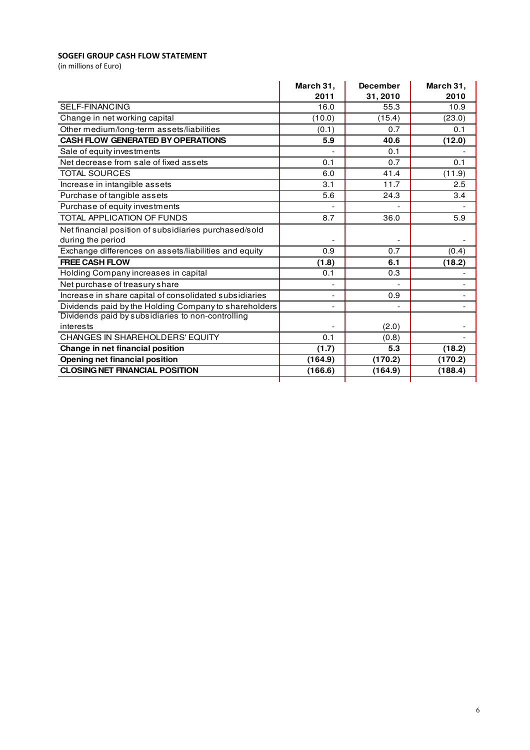**SOGEFI GROUP CASH FLOW STATEMENT**

(in millions of Euro)

| | March 31, 2011 | December 31, 2010 | March 31, 2010 |
|---|---|---|---|
| SELF-FINANCING | 16.0 | 55.3 | 10.9 |
| Change in net working capital | (10.0) | (15.4) | (23.0) |
| Other medium/long-term assets/liabilities | (0.1) | 0.7 | 0.1 |
| **CASH FLOW GENERATED BY OPERATIONS** | **5.9** | **40.6** | **(12.0)** |
| Sale of equity investments | - | 0.1 | - |
| Net decrease from sale of fixed assets | 0.1 | 0.7 | 0.1 |
| TOTAL SOURCES | 6.0 | 41.4 | (11.9) |
| Increase in intangible assets | 3.1 | 11.7 | 2.5 |
| Purchase of tangible assets | 5.6 | 24.3 | 3.4 |
| Purchase of equity investments | - | - | - |
| TOTAL APPLICATION OF FUNDS | 8.7 | 36.0 | 5.9 |
| Net financial position of subsidiaries purchased/sold during the period | - | - | - |
| Exchange differences on assets/liabilities and equity | 0.9 | 0.7 | (0.4) |
| **FREE CASH FLOW** | **(1.8)** | **6.1** | **(18.2)** |
| Holding Company increases in capital | 0.1 | 0.3 | - |
| Net purchase of treasury share | - | - | - |
| Increase in share capital of consolidated subsidiaries | - | 0.9 | - |
| Dividends paid by the Holding Company to shareholders | - | - | - |
| Dividends paid by subsidiaries to non-controlling interests | - | (2.0) | - |
| CHANGES IN SHAREHOLDERS' EQUITY | 0.1 | (0.8) | - |
| **Change in net financial position** | **(1.7)** | **5.3** | **(18.2)** |
| **Opening net financial position** | **(164.9)** | **(170.2)** | **(170.2)** |
| **CLOSING NET FINANCIAL POSITION** | **(166.6)** | **(164.9)** | **(188.4)** |